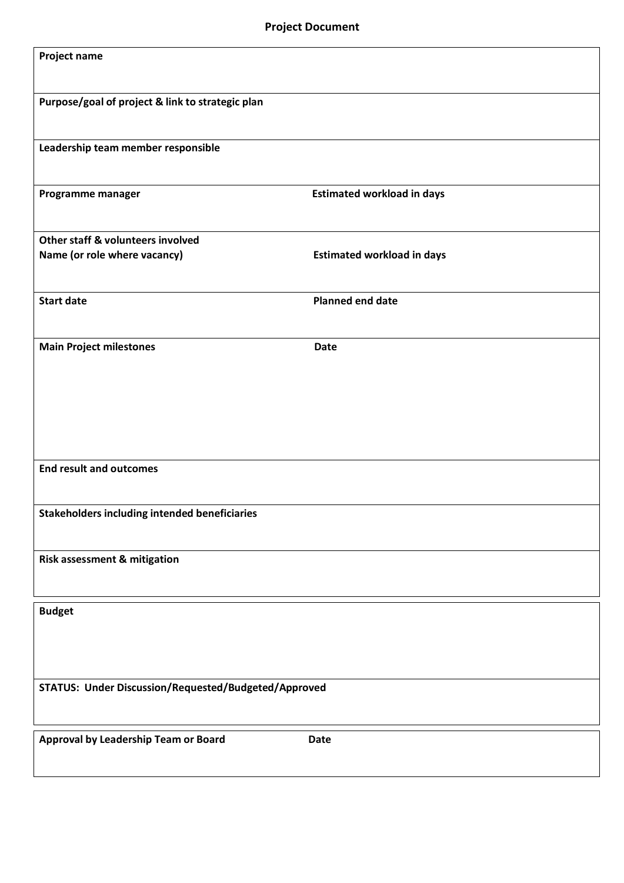# Project Document

| | |
|---|---|
| **Project name** | |
| **Purpose/goal of project & link to strategic plan** | |
| **Leadership team member responsible** | |
| **Programme manager** | **Estimated workload in days** |
| **Other staff & volunteers involved**<br>**Name (or role where vacancy)** | **Estimated workload in days** |
| **Start date** | **Planned end date** |
| **Main Project milestones** | **Date** |
| **End result and outcomes** | |
| **Stakeholders including intended beneficiaries** | |
| **Risk assessment & mitigation** | |

| |
|---|
| **Budget** |
| **STATUS: Under Discussion/Requested/Budgeted/Approved** |

| | |
|---|---|
| **Approval by Leadership Team or Board** | **Date** |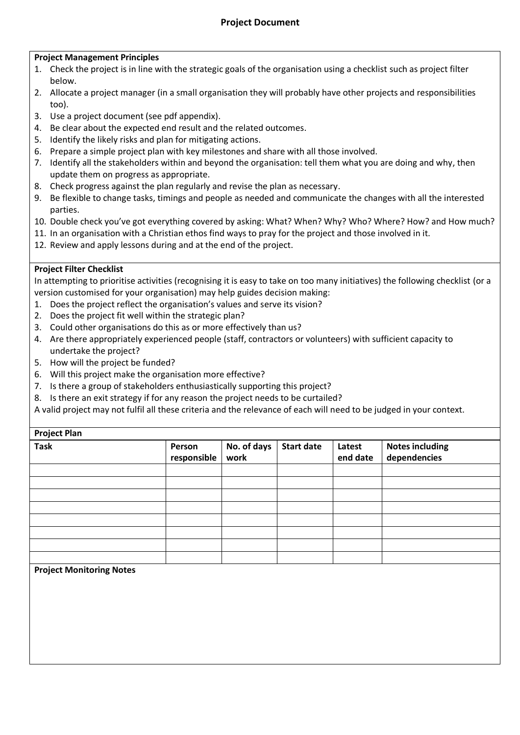# Project Document

**Project Management Principles**

1. Check the project is in line with the strategic goals of the organisation using a checklist such as project filter below.
2. Allocate a project manager (in a small organisation they will probably have other projects and responsibilities too).
3. Use a project document (see pdf appendix).
4. Be clear about the expected end result and the related outcomes.
5. Identify the likely risks and plan for mitigating actions.
6. Prepare a simple project plan with key milestones and share with all those involved.
7. Identify all the stakeholders within and beyond the organisation: tell them what you are doing and why, then update them on progress as appropriate.
8. Check progress against the plan regularly and revise the plan as necessary.
9. Be flexible to change tasks, timings and people as needed and communicate the changes with all the interested parties.
10. Double check you've got everything covered by asking: What? When? Why? Who? Where? How? and How much?
11. In an organisation with a Christian ethos find ways to pray for the project and those involved in it.
12. Review and apply lessons during and at the end of the project.

**Project Filter Checklist**

In attempting to prioritise activities (recognising it is easy to take on too many initiatives) the following checklist (or a version customised for your organisation) may help guides decision making:

1. Does the project reflect the organisation's values and serve its vision?
2. Does the project fit well within the strategic plan?
3. Could other organisations do this as or more effectively than us?
4. Are there appropriately experienced people (staff, contractors or volunteers) with sufficient capacity to undertake the project?
5. How will the project be funded?
6. Will this project make the organisation more effective?
7. Is there a group of stakeholders enthusiastically supporting this project?
8. Is there an exit strategy if for any reason the project needs to be curtailed?

A valid project may not fulfil all these criteria and the relevance of each will need to be judged in your context.

**Project Plan**

| Task | Person responsible | No. of days work | Start date | Latest end date | Notes including dependencies |
|---|---|---|---|---|---|
| | | | | | |
| | | | | | |
| | | | | | |
| | | | | | |
| | | | | | |
| | | | | | |
| | | | | | |
| | | | | | |

**Project Monitoring Notes**